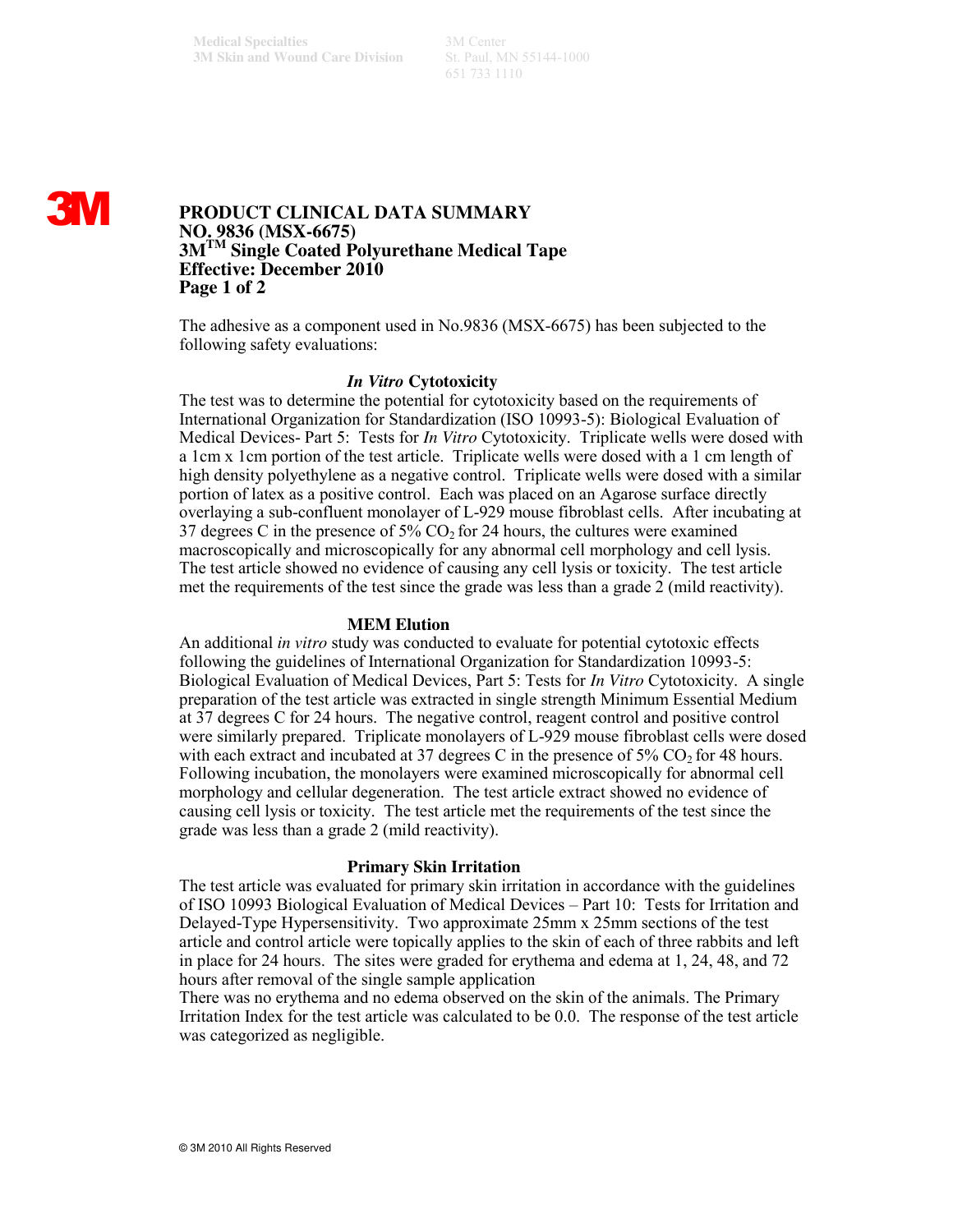Medical Specialties
3M Skin and Wound Care Division

3M Center
St. Paul, MN 55144-1000
651 733 1110

# PRODUCT CLINICAL DATA SUMMARY
# NO. 9836 (MSX-6675)
# 3M[TM] Single Coated Polyurethane Medical Tape
# Effective: December 2010

The adhesive as a component used in No.9836 (MSX-6675) has been subjected to the following safety evaluations:

## *In Vitro* Cytotoxicity

The test was to determine the potential for cytotoxicity based on the requirements of International Organization for Standardization (ISO 10993-5): Biological Evaluation of Medical Devices- Part 5: Tests for *In Vitro* Cytotoxicity. Triplicate wells were dosed with a 1cm x 1cm portion of the test article. Triplicate wells were dosed with a 1 cm length of high density polyethylene as a negative control. Triplicate wells were dosed with a similar portion of latex as a positive control. Each was placed on an Agarose surface directly overlaying a sub-confluent monolayer of L-929 mouse fibroblast cells. After incubating at 37 degrees C in the presence of 5% $CO_2$ for 24 hours, the cultures were examined macroscopically and microscopically for any abnormal cell morphology and cell lysis. The test article showed no evidence of causing any cell lysis or toxicity. The test article met the requirements of the test since the grade was less than a grade 2 (mild reactivity).

## MEM Elution

An additional *in vitro* study was conducted to evaluate for potential cytotoxic effects following the guidelines of International Organization for Standardization 10993-5: Biological Evaluation of Medical Devices, Part 5: Tests for *In Vitro* Cytotoxicity. A single preparation of the test article was extracted in single strength Minimum Essential Medium at 37 degrees C for 24 hours. The negative control, reagent control and positive control were similarly prepared. Triplicate monolayers of L-929 mouse fibroblast cells were dosed with each extract and incubated at 37 degrees C in the presence of 5% $CO_2$ for 48 hours. Following incubation, the monolayers were examined microscopically for abnormal cell morphology and cellular degeneration. The test article extract showed no evidence of causing cell lysis or toxicity. The test article met the requirements of the test since the grade was less than a grade 2 (mild reactivity).

## Primary Skin Irritation

The test article was evaluated for primary skin irritation in accordance with the guidelines of ISO 10993 Biological Evaluation of Medical Devices – Part 10: Tests for Irritation and Delayed-Type Hypersensitivity. Two approximate 25mm x 25mm sections of the test article and control article were topically applies to the skin of each of three rabbits and left in place for 24 hours. The sites were graded for erythema and edema at 1, 24, 48, and 72 hours after removal of the single sample application

There was no erythema and no edema observed on the skin of the animals. The Primary Irritation Index for the test article was calculated to be 0.0. The response of the test article was categorized as negligible.

© 3M 2010 All Rights Reserved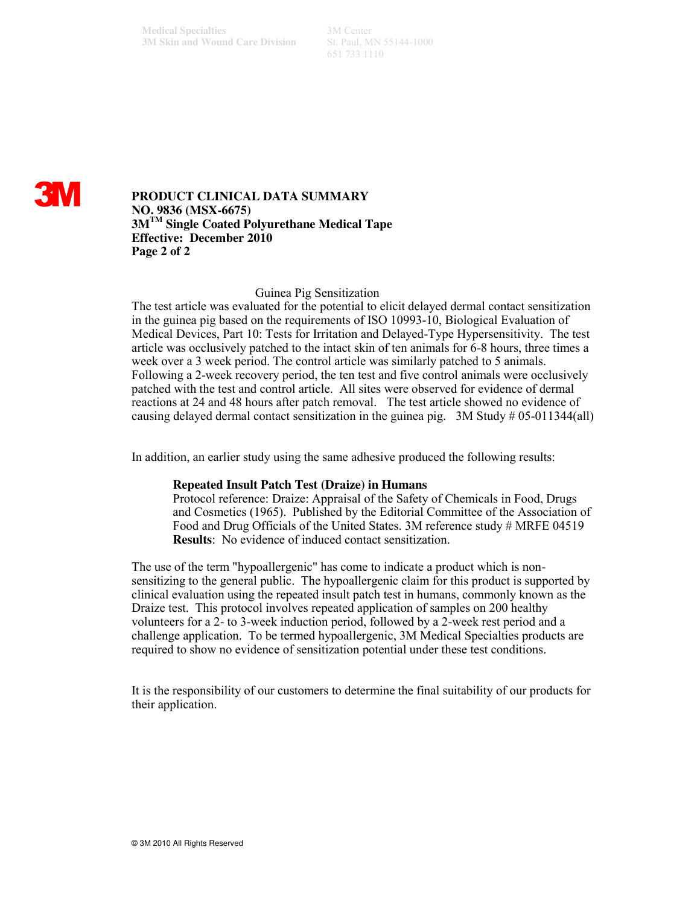**PRODUCT CLINICAL DATA SUMMARY**
**NO. 9836 (MSX-6675)**
**3M™ Single Coated Polyurethane Medical Tape**
**Effective: December 2010**

Guinea Pig Sensitization

The test article was evaluated for the potential to elicit delayed dermal contact sensitization in the guinea pig based on the requirements of ISO 10993-10, Biological Evaluation of Medical Devices, Part 10: Tests for Irritation and Delayed-Type Hypersensitivity. The test article was occlusively patched to the intact skin of ten animals for 6-8 hours, three times a week over a 3 week period. The control article was similarly patched to 5 animals. Following a 2-week recovery period, the ten test and five control animals were occlusively patched with the test and control article. All sites were observed for evidence of dermal reactions at 24 and 48 hours after patch removal. The test article showed no evidence of causing delayed dermal contact sensitization in the guinea pig. 3M Study # 05-011344(all)

In addition, an earlier study using the same adhesive produced the following results:

**Repeated Insult Patch Test (Draize) in Humans**
Protocol reference: Draize: Appraisal of the Safety of Chemicals in Food, Drugs and Cosmetics (1965). Published by the Editorial Committee of the Association of Food and Drug Officials of the United States. 3M reference study # MRFE 04519
**Results**: No evidence of induced contact sensitization.

The use of the term "hypoallergenic" has come to indicate a product which is non-sensitizing to the general public. The hypoallergenic claim for this product is supported by clinical evaluation using the repeated insult patch test in humans, commonly known as the Draize test. This protocol involves repeated application of samples on 200 healthy volunteers for a 2- to 3-week induction period, followed by a 2-week rest period and a challenge application. To be termed hypoallergenic, 3M Medical Specialties products are required to show no evidence of sensitization potential under these test conditions.

It is the responsibility of our customers to determine the final suitability of our products for their application.

© 3M 2010 All Rights Reserved